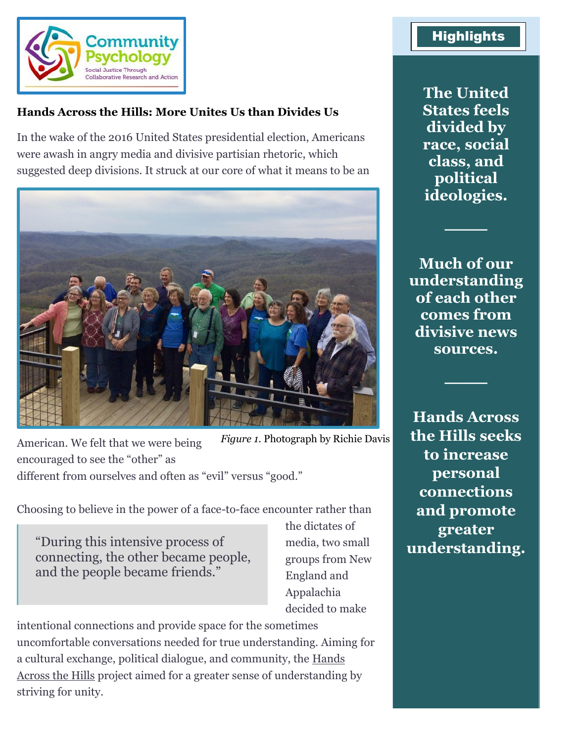Community Psychology
Social Justice Through Collaborative Research and Action

**Hands Across the Hills: More Unites Us than Divides Us**

In the wake of the 2016 United States presidential election, Americans were awash in angry media and divisive partisan rhetoric, which suggested deep divisions. It struck at our core of what it means to be an American. We felt that we were being encouraged to see the "other" as different from ourselves and often as "evil" versus "good."

*Figure 1.* Photograph by Richie Davis

Choosing to believe in the power of a face-to-face encounter rather than the dictates of media, two small groups from New England and Appalachia decided to make intentional connections and provide space for the sometimes uncomfortable conversations needed for true understanding. Aiming for a cultural exchange, political dialogue, and community, the Hands Across the Hills project aimed for a greater sense of understanding by striving for unity.

> "During this intensive process of connecting, the other became people, and the people became friends."

## Highlights

**The United States feels divided by race, social class, and political ideologies.**

**Much of our understanding of each other comes from divisive news sources.**

**Hands Across the Hills seeks to increase personal connections and promote greater understanding.**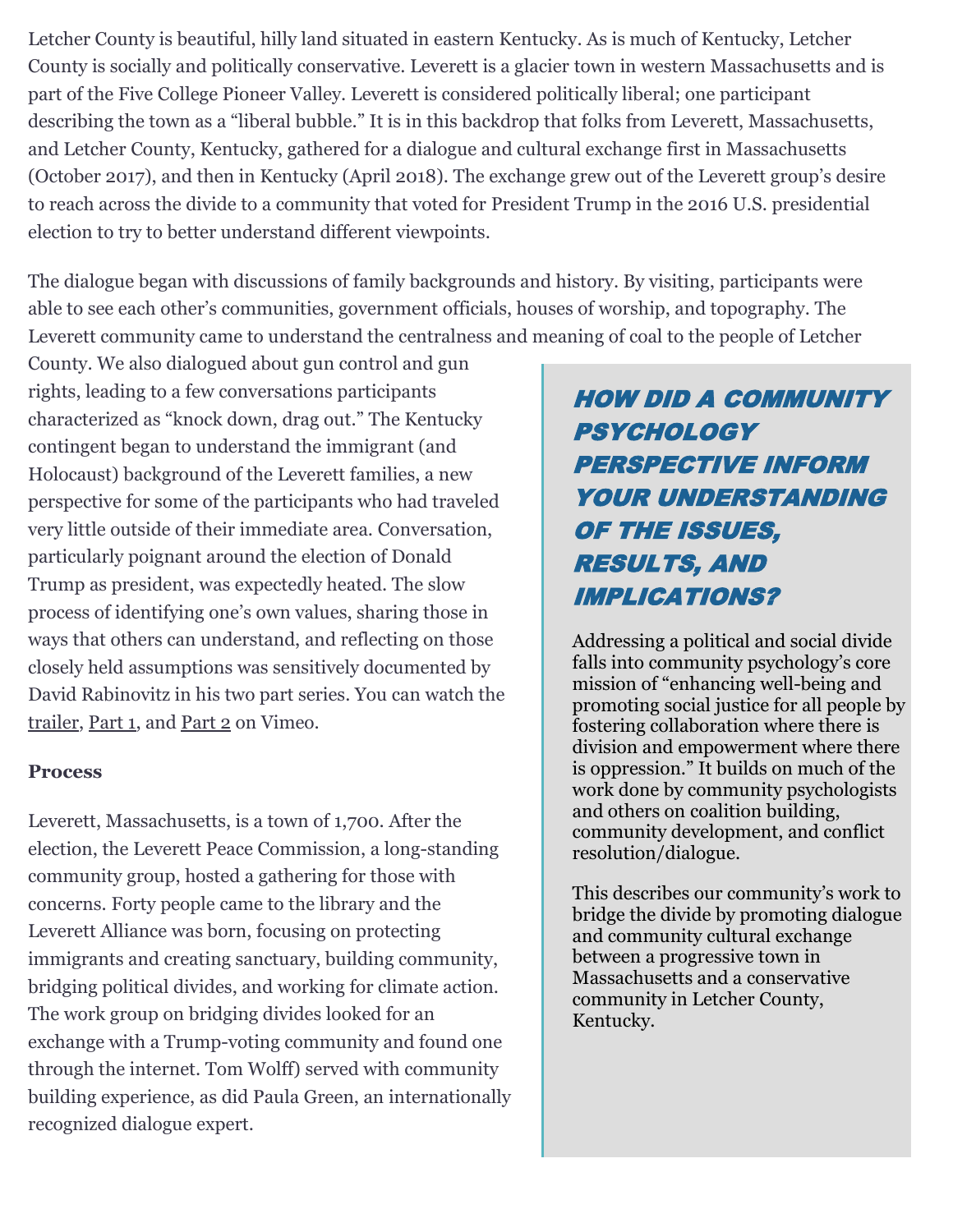Letcher County is beautiful, hilly land situated in eastern Kentucky. As is much of Kentucky, Letcher County is socially and politically conservative. Leverett is a glacier town in western Massachusetts and is part of the Five College Pioneer Valley. Leverett is considered politically liberal; one participant describing the town as a "liberal bubble." It is in this backdrop that folks from Leverett, Massachusetts, and Letcher County, Kentucky, gathered for a dialogue and cultural exchange first in Massachusetts (October 2017), and then in Kentucky (April 2018). The exchange grew out of the Leverett group's desire to reach across the divide to a community that voted for President Trump in the 2016 U.S. presidential election to try to better understand different viewpoints.

The dialogue began with discussions of family backgrounds and history. By visiting, participants were able to see each other's communities, government officials, houses of worship, and topography. The Leverett community came to understand the centralness and meaning of coal to the people of Letcher County. We also dialogued about gun control and gun rights, leading to a few conversations participants characterized as "knock down, drag out." The Kentucky contingent began to understand the immigrant (and Holocaust) background of the Leverett families, a new perspective for some of the participants who had traveled very little outside of their immediate area. Conversation, particularly poignant around the election of Donald Trump as president, was expectedly heated. The slow process of identifying one's own values, sharing those in ways that others can understand, and reflecting on those closely held assumptions was sensitively documented by David Rabinovitz in his two part series. You can watch the trailer, Part 1, and Part 2 on Vimeo.

### Process

Leverett, Massachusetts, is a town of 1,700. After the election, the Leverett Peace Commission, a long-standing community group, hosted a gathering for those with concerns. Forty people came to the library and the Leverett Alliance was born, focusing on protecting immigrants and creating sanctuary, building community, bridging political divides, and working for climate action. The work group on bridging divides looked for an exchange with a Trump-voting community and found one through the internet. Tom Wolff) served with community building experience, as did Paula Green, an internationally recognized dialogue expert.

## *HOW DID A COMMUNITY PSYCHOLOGY PERSPECTIVE INFORM YOUR UNDERSTANDING OF THE ISSUES, RESULTS, AND IMPLICATIONS?*

Addressing a political and social divide falls into community psychology's core mission of "enhancing well-being and promoting social justice for all people by fostering collaboration where there is division and empowerment where there is oppression." It builds on much of the work done by community psychologists and others on coalition building, community development, and conflict resolution/dialogue.

This describes our community's work to bridge the divide by promoting dialogue and community cultural exchange between a progressive town in Massachusetts and a conservative community in Letcher County, Kentucky.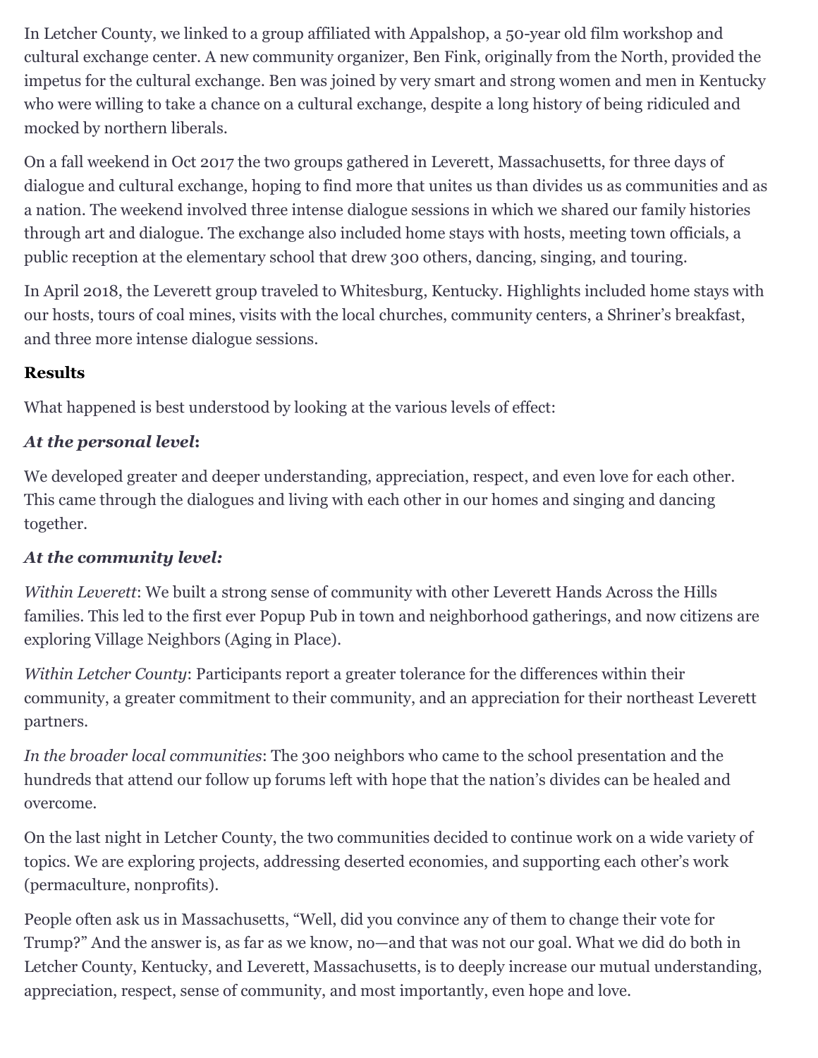In Letcher County, we linked to a group affiliated with Appalshop, a 50-year old film workshop and cultural exchange center. A new community organizer, Ben Fink, originally from the North, provided the impetus for the cultural exchange. Ben was joined by very smart and strong women and men in Kentucky who were willing to take a chance on a cultural exchange, despite a long history of being ridiculed and mocked by northern liberals.

On a fall weekend in Oct 2017 the two groups gathered in Leverett, Massachusetts, for three days of dialogue and cultural exchange, hoping to find more that unites us than divides us as communities and as a nation. The weekend involved three intense dialogue sessions in which we shared our family histories through art and dialogue. The exchange also included home stays with hosts, meeting town officials, a public reception at the elementary school that drew 300 others, dancing, singing, and touring.

In April 2018, the Leverett group traveled to Whitesburg, Kentucky. Highlights included home stays with our hosts, tours of coal mines, visits with the local churches, community centers, a Shriner's breakfast, and three more intense dialogue sessions.

**Results**

What happened is best understood by looking at the various levels of effect:

***At the personal level*:**

We developed greater and deeper understanding, appreciation, respect, and even love for each other. This came through the dialogues and living with each other in our homes and singing and dancing together.

***At the community level:***

*Within Leverett*: We built a strong sense of community with other Leverett Hands Across the Hills families. This led to the first ever Popup Pub in town and neighborhood gatherings, and now citizens are exploring Village Neighbors (Aging in Place).

*Within Letcher County*: Participants report a greater tolerance for the differences within their community, a greater commitment to their community, and an appreciation for their northeast Leverett partners.

*In the broader local communities*: The 300 neighbors who came to the school presentation and the hundreds that attend our follow up forums left with hope that the nation's divides can be healed and overcome.

On the last night in Letcher County, the two communities decided to continue work on a wide variety of topics. We are exploring projects, addressing deserted economies, and supporting each other's work (permaculture, nonprofits).

People often ask us in Massachusetts, "Well, did you convince any of them to change their vote for Trump?" And the answer is, as far as we know, no—and that was not our goal. What we did do both in Letcher County, Kentucky, and Leverett, Massachusetts, is to deeply increase our mutual understanding, appreciation, respect, sense of community, and most importantly, even hope and love.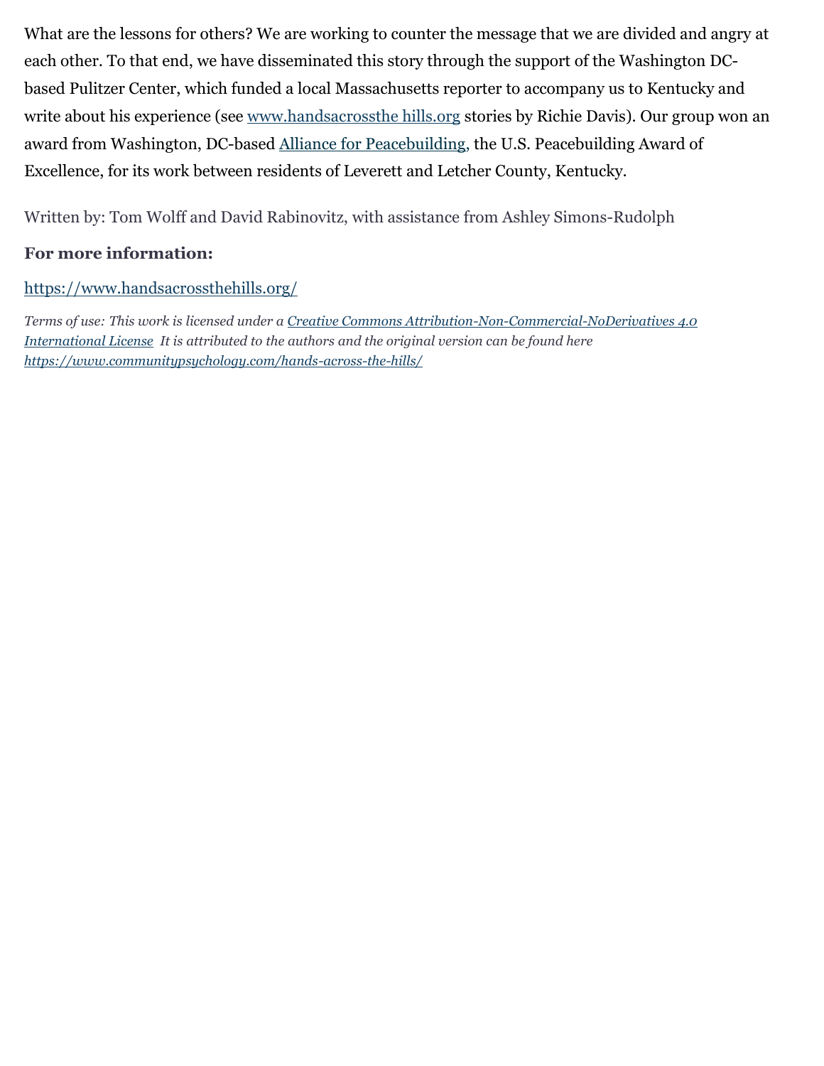What are the lessons for others? We are working to counter the message that we are divided and angry at each other. To that end, we have disseminated this story through the support of the Washington DC-based Pulitzer Center, which funded a local Massachusetts reporter to accompany us to Kentucky and write about his experience (see [www.handsacrossthe hills.org](www.handsacrossthehills.org) stories by Richie Davis). Our group won an award from Washington, DC-based [Alliance for Peacebuilding](), the U.S. Peacebuilding Award of Excellence, for its work between residents of Leverett and Letcher County, Kentucky.

Written by: Tom Wolff and David Rabinovitz, with assistance from Ashley Simons-Rudolph

**For more information:**

[https://www.handsacrossthehills.org/](https://www.handsacrossthehills.org/)

*Terms of use: This work is licensed under a [Creative Commons Attribution-Non-Commercial-NoDerivatives 4.0 International License]() It is attributed to the authors and the original version can be found here [https://www.communitypsychology.com/hands-across-the-hills/](https://www.communitypsychology.com/hands-across-the-hills/)*